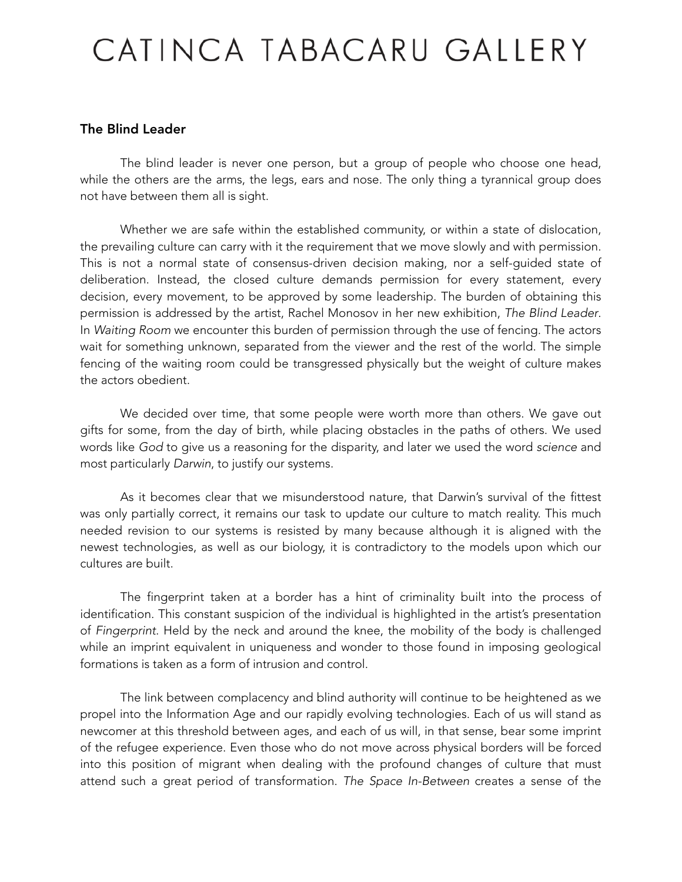# CATINCA TABACARU GALLERY

**The Blind Leader**

The blind leader is never one person, but a group of people who choose one head, while the others are the arms, the legs, ears and nose. The only thing a tyrannical group does not have between them all is sight.

Whether we are safe within the established community, or within a state of dislocation, the prevailing culture can carry with it the requirement that we move slowly and with permission. This is not a normal state of consensus-driven decision making, nor a self-guided state of deliberation. Instead, the closed culture demands permission for every statement, every decision, every movement, to be approved by some leadership. The burden of obtaining this permission is addressed by the artist, Rachel Monosov in her new exhibition, *The Blind Leader*. In *Waiting Room* we encounter this burden of permission through the use of fencing. The actors wait for something unknown, separated from the viewer and the rest of the world. The simple fencing of the waiting room could be transgressed physically but the weight of culture makes the actors obedient.

We decided over time, that some people were worth more than others. We gave out gifts for some, from the day of birth, while placing obstacles in the paths of others. We used words like *God* to give us a reasoning for the disparity, and later we used the word *science* and most particularly *Darwin*, to justify our systems.

As it becomes clear that we misunderstood nature, that Darwin's survival of the fittest was only partially correct, it remains our task to update our culture to match reality. This much needed revision to our systems is resisted by many because although it is aligned with the newest technologies, as well as our biology, it is contradictory to the models upon which our cultures are built.

The fingerprint taken at a border has a hint of criminality built into the process of identification. This constant suspicion of the individual is highlighted in the artist's presentation of *Fingerprint*. Held by the neck and around the knee, the mobility of the body is challenged while an imprint equivalent in uniqueness and wonder to those found in imposing geological formations is taken as a form of intrusion and control.

The link between complacency and blind authority will continue to be heightened as we propel into the Information Age and our rapidly evolving technologies. Each of us will stand as newcomer at this threshold between ages, and each of us will, in that sense, bear some imprint of the refugee experience. Even those who do not move across physical borders will be forced into this position of migrant when dealing with the profound changes of culture that must attend such a great period of transformation. *The Space In-Between* creates a sense of the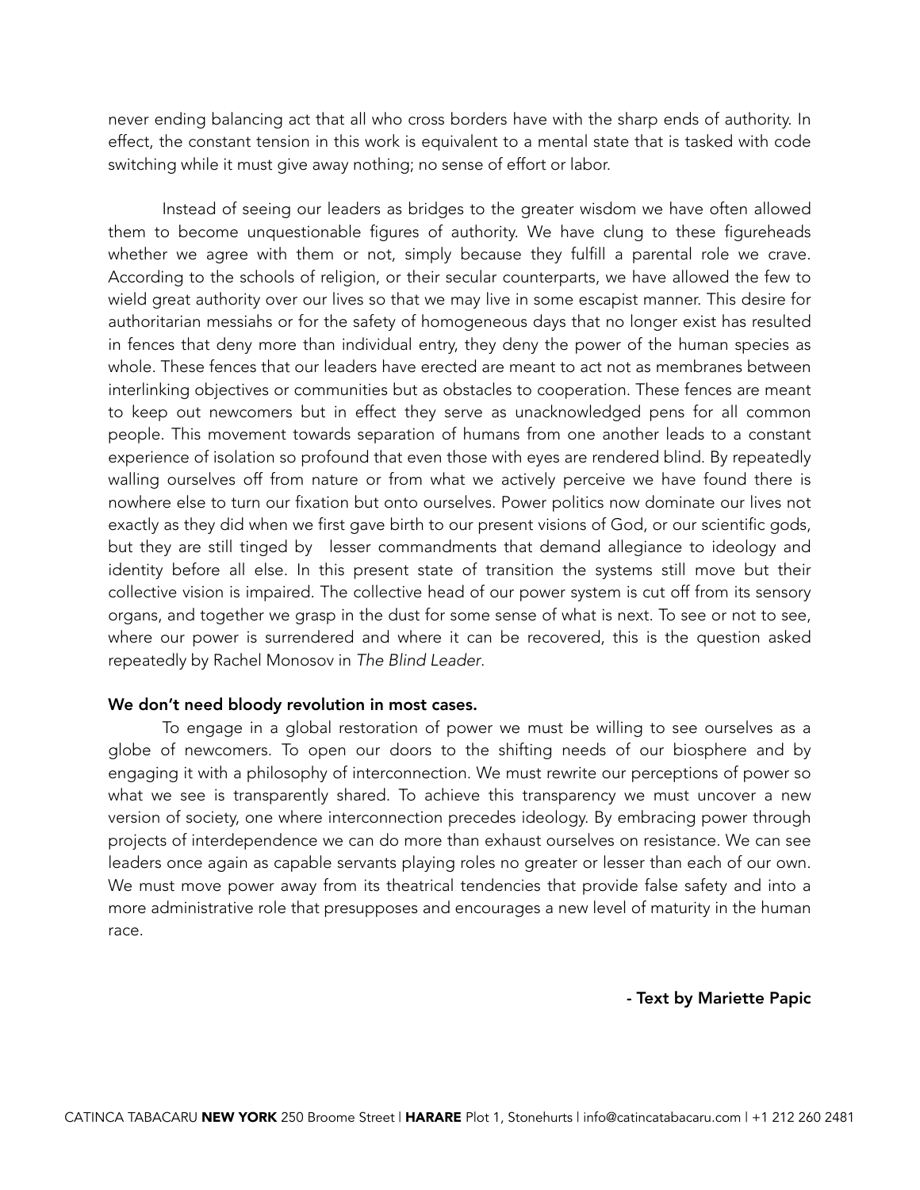never ending balancing act that all who cross borders have with the sharp ends of authority. In effect, the constant tension in this work is equivalent to a mental state that is tasked with code switching while it must give away nothing; no sense of effort or labor.

Instead of seeing our leaders as bridges to the greater wisdom we have often allowed them to become unquestionable figures of authority. We have clung to these figureheads whether we agree with them or not, simply because they fulfill a parental role we crave. According to the schools of religion, or their secular counterparts, we have allowed the few to wield great authority over our lives so that we may live in some escapist manner. This desire for authoritarian messiahs or for the safety of homogeneous days that no longer exist has resulted in fences that deny more than individual entry, they deny the power of the human species as whole. These fences that our leaders have erected are meant to act not as membranes between interlinking objectives or communities but as obstacles to cooperation. These fences are meant to keep out newcomers but in effect they serve as unacknowledged pens for all common people. This movement towards separation of humans from one another leads to a constant experience of isolation so profound that even those with eyes are rendered blind. By repeatedly walling ourselves off from nature or from what we actively perceive we have found there is nowhere else to turn our fixation but onto ourselves. Power politics now dominate our lives not exactly as they did when we first gave birth to our present visions of God, or our scientific gods, but they are still tinged by lesser commandments that demand allegiance to ideology and identity before all else. In this present state of transition the systems still move but their collective vision is impaired. The collective head of our power system is cut off from its sensory organs, and together we grasp in the dust for some sense of what is next. To see or not to see, where our power is surrendered and where it can be recovered, this is the question asked repeatedly by Rachel Monosov in *The Blind Leader*.

**We don't need bloody revolution in most cases.**

To engage in a global restoration of power we must be willing to see ourselves as a globe of newcomers. To open our doors to the shifting needs of our biosphere and by engaging it with a philosophy of interconnection. We must rewrite our perceptions of power so what we see is transparently shared. To achieve this transparency we must uncover a new version of society, one where interconnection precedes ideology. By embracing power through projects of interdependence we can do more than exhaust ourselves on resistance. We can see leaders once again as capable servants playing roles no greater or lesser than each of our own. We must move power away from its theatrical tendencies that provide false safety and into a more administrative role that presupposes and encourages a new level of maturity in the human race.

**- Text by Mariette Papic**